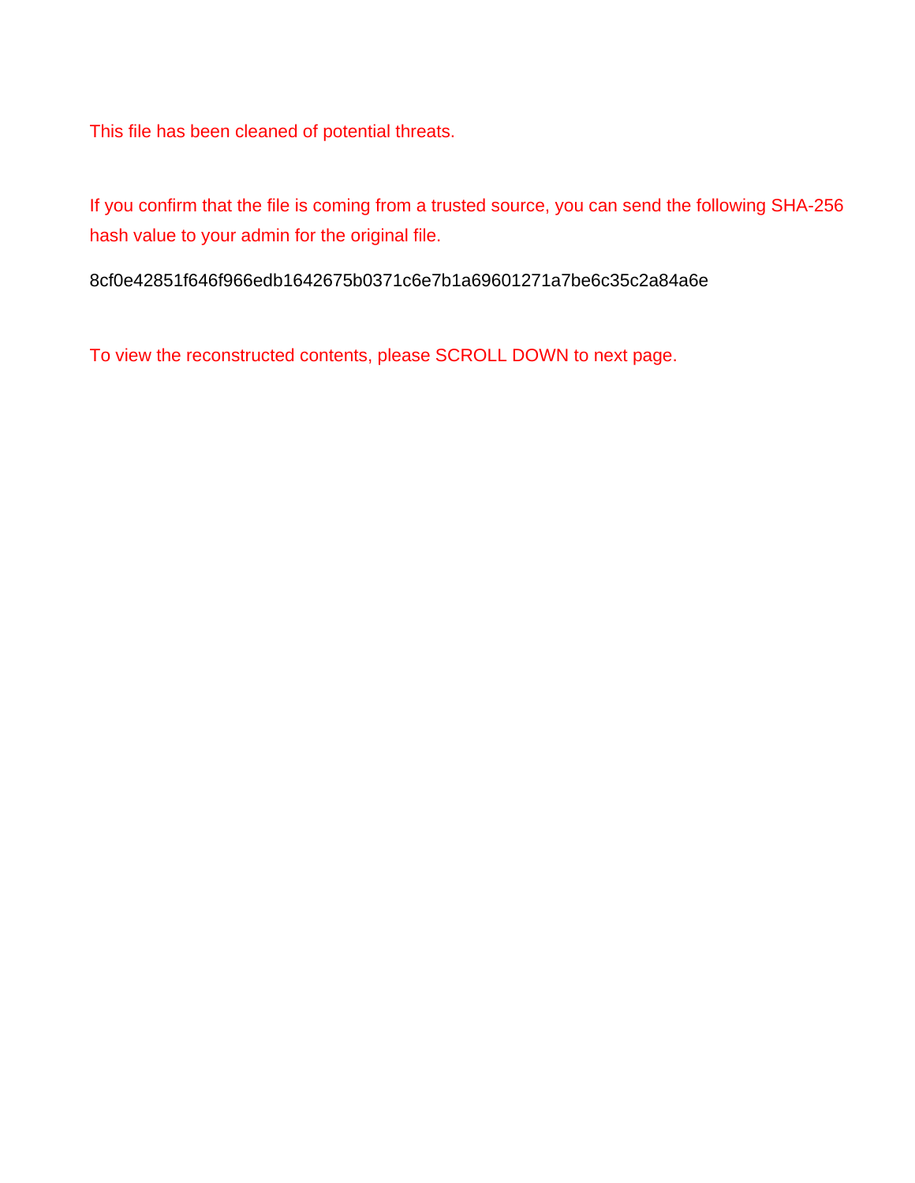This file has been cleaned of potential threats.

If you confirm that the file is coming from a trusted source, you can send the following SHA-256 hash value to your admin for the original file.

8cf0e42851f646f966edb1642675b0371c6e7b1a69601271a7be6c35c2a84a6e

To view the reconstructed contents, please SCROLL DOWN to next page.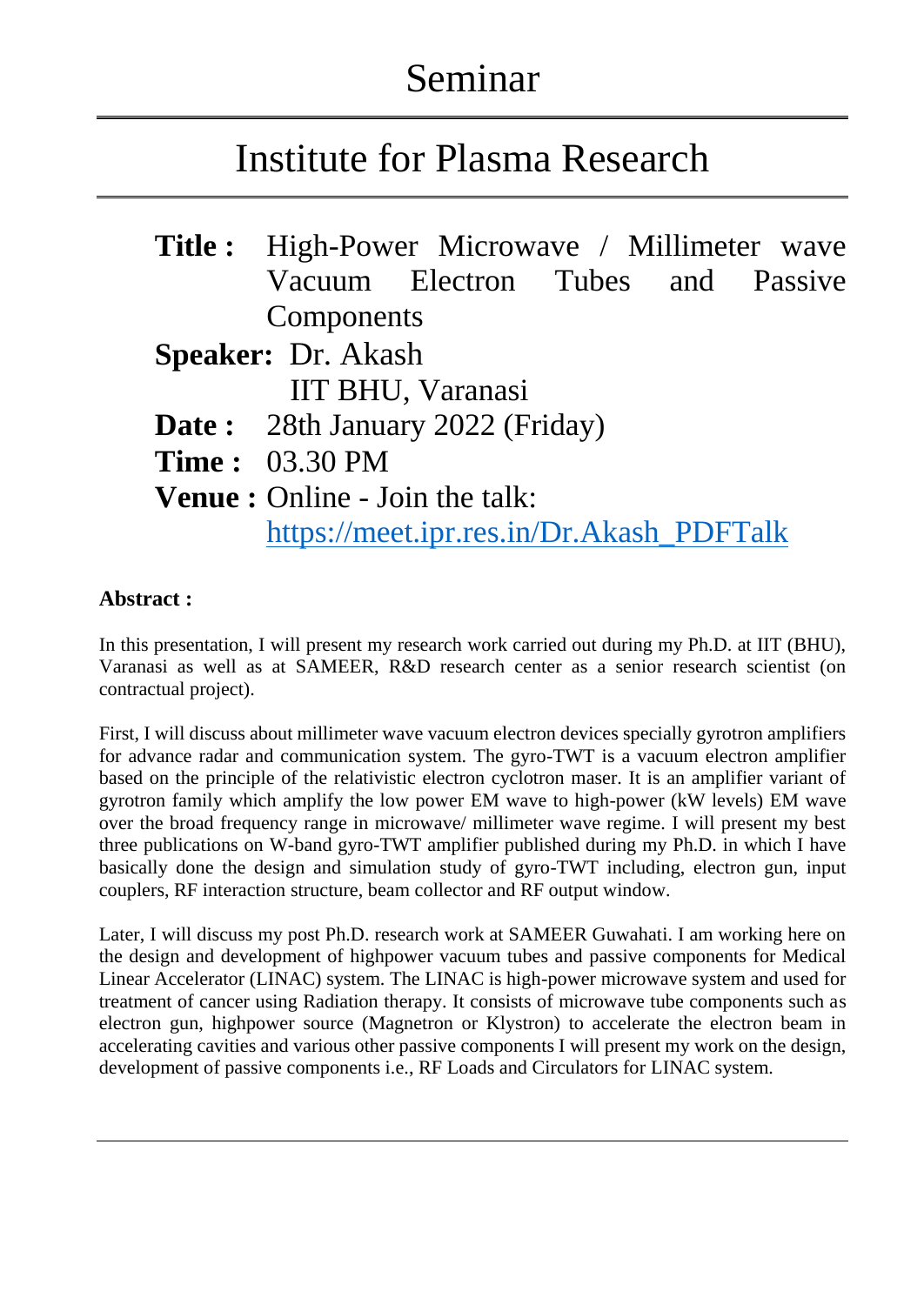# Seminar

## Institute for Plasma Research

**Title :** High-Power Microwave / Millimeter wave Vacuum Electron Tubes and Passive Components

**Speaker:** Dr. Akash
IIT BHU, Varanasi

**Date :** 28th January 2022 (Friday)

**Time :** 03.30 PM

**Venue :** Online - Join the talk:
[https://meet.ipr.res.in/Dr.Akash_PDFTalk](https://meet.ipr.res.in/Dr.Akash_PDFTalk)

**Abstract :**

In this presentation, I will present my research work carried out during my Ph.D. at IIT (BHU), Varanasi as well as at SAMEER, R&D research center as a senior research scientist (on contractual project).

First, I will discuss about millimeter wave vacuum electron devices specially gyrotron amplifiers for advance radar and communication system. The gyro-TWT is a vacuum electron amplifier based on the principle of the relativistic electron cyclotron maser. It is an amplifier variant of gyrotron family which amplify the low power EM wave to high-power (kW levels) EM wave over the broad frequency range in microwave/ millimeter wave regime. I will present my best three publications on W-band gyro-TWT amplifier published during my Ph.D. in which I have basically done the design and simulation study of gyro-TWT including, electron gun, input couplers, RF interaction structure, beam collector and RF output window.

Later, I will discuss my post Ph.D. research work at SAMEER Guwahati. I am working here on the design and development of highpower vacuum tubes and passive components for Medical Linear Accelerator (LINAC) system. The LINAC is high-power microwave system and used for treatment of cancer using Radiation therapy. It consists of microwave tube components such as electron gun, highpower source (Magnetron or Klystron) to accelerate the electron beam in accelerating cavities and various other passive components I will present my work on the design, development of passive components i.e., RF Loads and Circulators for LINAC system.